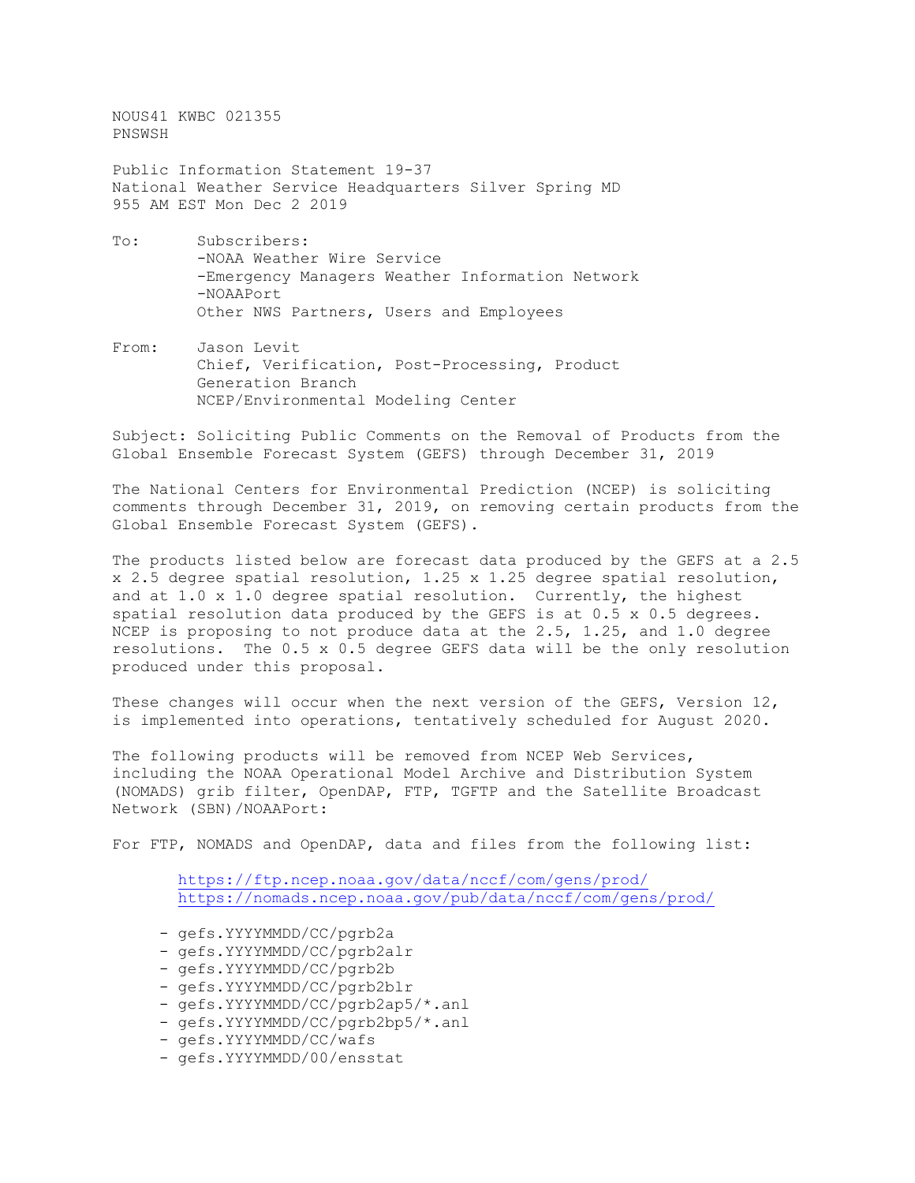NOUS41 KWBC 021355
PNSWSH

Public Information Statement 19-37
National Weather Service Headquarters Silver Spring MD
955 AM EST Mon Dec 2 2019

To: Subscribers:
-NOAA Weather Wire Service
-Emergency Managers Weather Information Network
-NOAAPort
Other NWS Partners, Users and Employees

From: Jason Levit
Chief, Verification, Post-Processing, Product Generation Branch
NCEP/Environmental Modeling Center

Subject: Soliciting Public Comments on the Removal of Products from the Global Ensemble Forecast System (GEFS) through December 31, 2019

The National Centers for Environmental Prediction (NCEP) is soliciting comments through December 31, 2019, on removing certain products from the Global Ensemble Forecast System (GEFS).

The products listed below are forecast data produced by the GEFS at a 2.5 x 2.5 degree spatial resolution, 1.25 x 1.25 degree spatial resolution, and at 1.0 x 1.0 degree spatial resolution. Currently, the highest spatial resolution data produced by the GEFS is at 0.5 x 0.5 degrees. NCEP is proposing to not produce data at the 2.5, 1.25, and 1.0 degree resolutions. The 0.5 x 0.5 degree GEFS data will be the only resolution produced under this proposal.

These changes will occur when the next version of the GEFS, Version 12, is implemented into operations, tentatively scheduled for August 2020.

The following products will be removed from NCEP Web Services, including the NOAA Operational Model Archive and Distribution System (NOMADS) grib filter, OpenDAP, FTP, TGFTP and the Satellite Broadcast Network (SBN)/NOAAPort:

For FTP, NOMADS and OpenDAP, data and files from the following list:

https://ftp.ncep.noaa.gov/data/nccf/com/gens/prod/
https://nomads.ncep.noaa.gov/pub/data/nccf/com/gens/prod/

- gefs.YYYYMMDD/CC/pgrb2a
- gefs.YYYYMMDD/CC/pgrb2alr
- gefs.YYYYMMDD/CC/pgrb2b
- gefs.YYYYMMDD/CC/pgrb2blr
- gefs.YYYYMMDD/CC/pgrb2ap5/*.anl
- gefs.YYYYMMDD/CC/pgrb2bp5/*.anl
- gefs.YYYYMMDD/CC/wafs
- gefs.YYYYMMDD/00/ensstat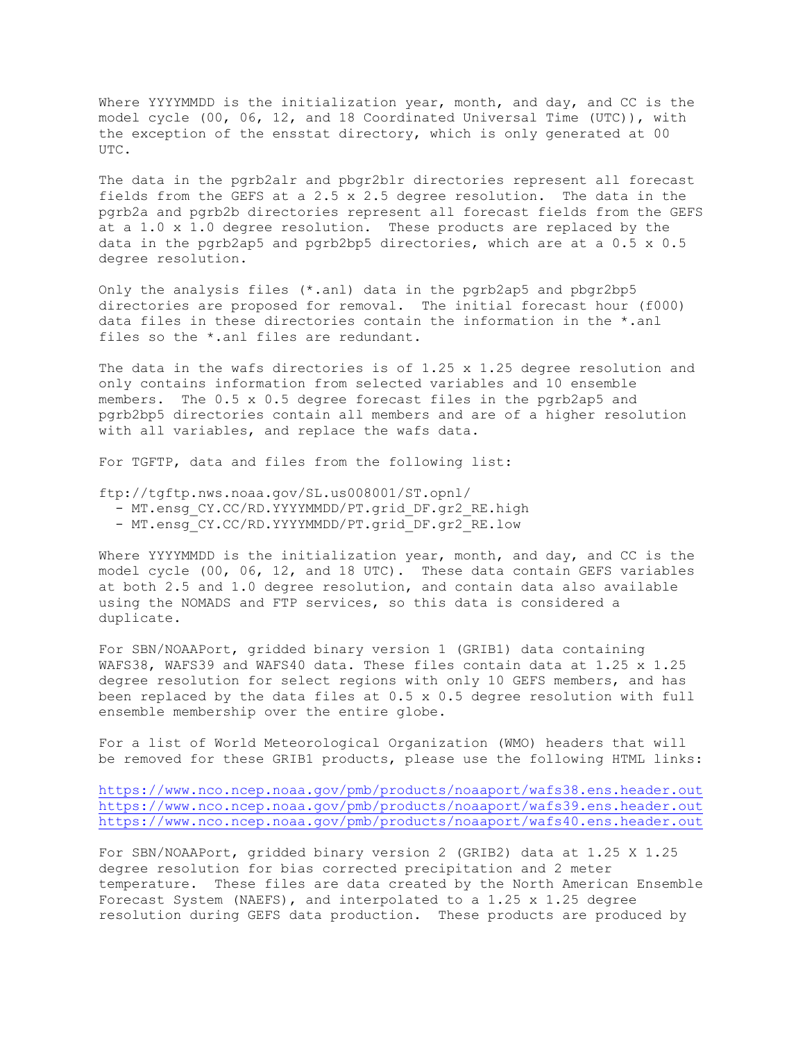Where YYYYMMDD is the initialization year, month, and day, and CC is the model cycle (00, 06, 12, and 18 Coordinated Universal Time (UTC)), with the exception of the ensstat directory, which is only generated at 00 UTC.

The data in the pgrb2alr and pbgr2blr directories represent all forecast fields from the GEFS at a 2.5 x 2.5 degree resolution. The data in the pgrb2a and pgrb2b directories represent all forecast fields from the GEFS at a 1.0 x 1.0 degree resolution. These products are replaced by the data in the pgrb2ap5 and pgrb2bp5 directories, which are at a 0.5 x 0.5 degree resolution.

Only the analysis files (*.anl) data in the pgrb2ap5 and pbgr2bp5 directories are proposed for removal. The initial forecast hour (f000) data files in these directories contain the information in the *.anl files so the *.anl files are redundant.

The data in the wafs directories is of 1.25 x 1.25 degree resolution and only contains information from selected variables and 10 ensemble members. The 0.5 x 0.5 degree forecast files in the pgrb2ap5 and pgrb2bp5 directories contain all members and are of a higher resolution with all variables, and replace the wafs data.

For TGFTP, data and files from the following list:

ftp://tgftp.nws.noaa.gov/SL.us008001/ST.opnl/
- MT.ensg_CY.CC/RD.YYYYMMDD/PT.grid_DF.gr2_RE.high
- MT.ensg_CY.CC/RD.YYYYMMDD/PT.grid_DF.gr2_RE.low

Where YYYYMMDD is the initialization year, month, and day, and CC is the model cycle (00, 06, 12, and 18 UTC). These data contain GEFS variables at both 2.5 and 1.0 degree resolution, and contain data also available using the NOMADS and FTP services, so this data is considered a duplicate.

For SBN/NOAAPort, gridded binary version 1 (GRIB1) data containing WAFS38, WAFS39 and WAFS40 data. These files contain data at 1.25 x 1.25 degree resolution for select regions with only 10 GEFS members, and has been replaced by the data files at 0.5 x 0.5 degree resolution with full ensemble membership over the entire globe.

For a list of World Meteorological Organization (WMO) headers that will be removed for these GRIB1 products, please use the following HTML links:

https://www.nco.ncep.noaa.gov/pmb/products/noaaport/wafs38.ens.header.out
https://www.nco.ncep.noaa.gov/pmb/products/noaaport/wafs39.ens.header.out
https://www.nco.ncep.noaa.gov/pmb/products/noaaport/wafs40.ens.header.out

For SBN/NOAAPort, gridded binary version 2 (GRIB2) data at 1.25 X 1.25 degree resolution for bias corrected precipitation and 2 meter temperature. These files are data created by the North American Ensemble Forecast System (NAEFS), and interpolated to a 1.25 x 1.25 degree resolution during GEFS data production. These products are produced by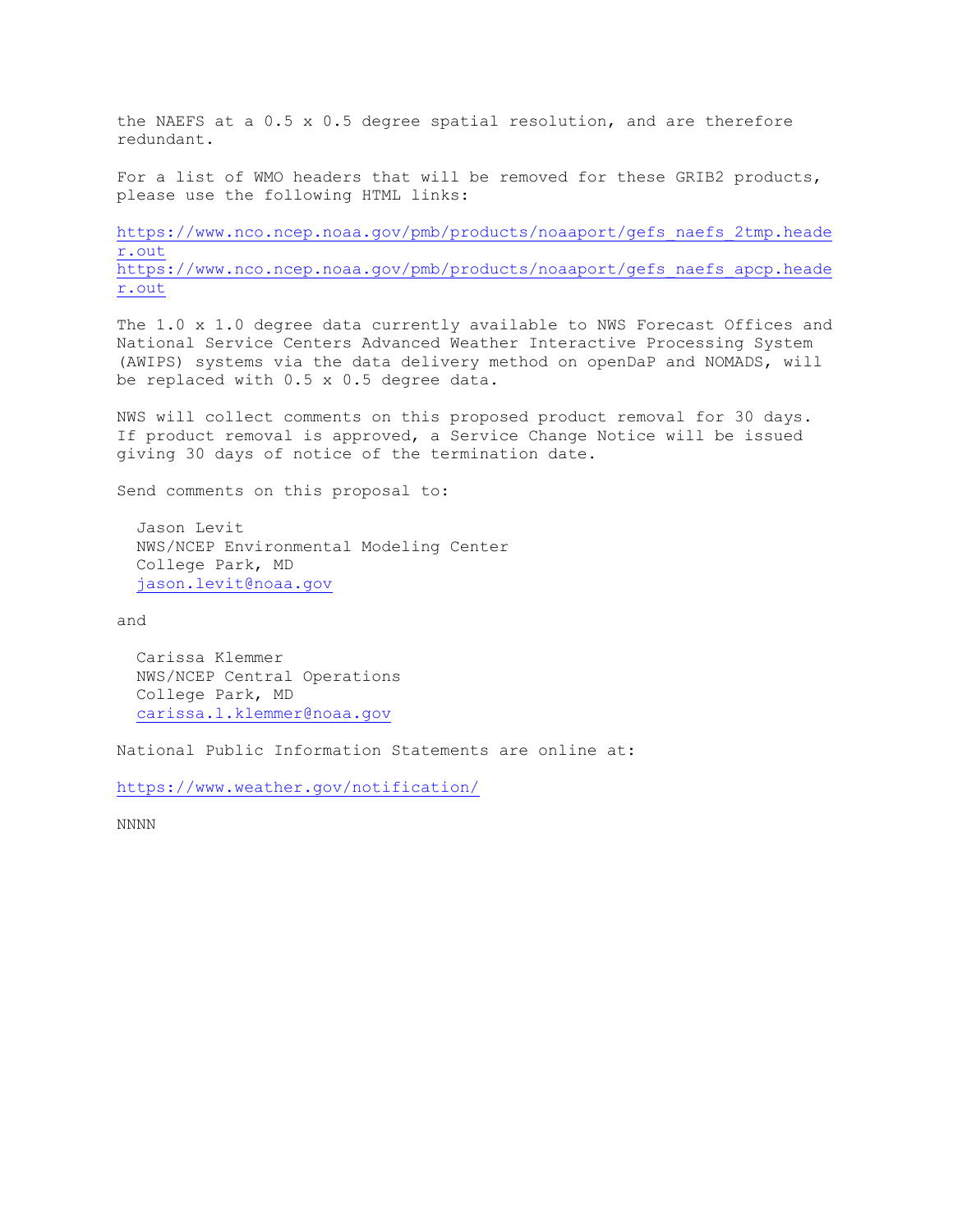the NAEFS at a 0.5 x 0.5 degree spatial resolution, and are therefore redundant.

For a list of WMO headers that will be removed for these GRIB2 products, please use the following HTML links:

https://www.nco.ncep.noaa.gov/pmb/products/noaaport/gefs_naefs_2tmp.header.out
https://www.nco.ncep.noaa.gov/pmb/products/noaaport/gefs_naefs_apcp.header.out

The 1.0 x 1.0 degree data currently available to NWS Forecast Offices and National Service Centers Advanced Weather Interactive Processing System (AWIPS) systems via the data delivery method on openDaP and NOMADS, will be replaced with 0.5 x 0.5 degree data.

NWS will collect comments on this proposed product removal for 30 days. If product removal is approved, a Service Change Notice will be issued giving 30 days of notice of the termination date.

Send comments on this proposal to:

Jason Levit
NWS/NCEP Environmental Modeling Center
College Park, MD
jason.levit@noaa.gov

and

Carissa Klemmer
NWS/NCEP Central Operations
College Park, MD
carissa.l.klemmer@noaa.gov

National Public Information Statements are online at:

https://www.weather.gov/notification/

NNNN